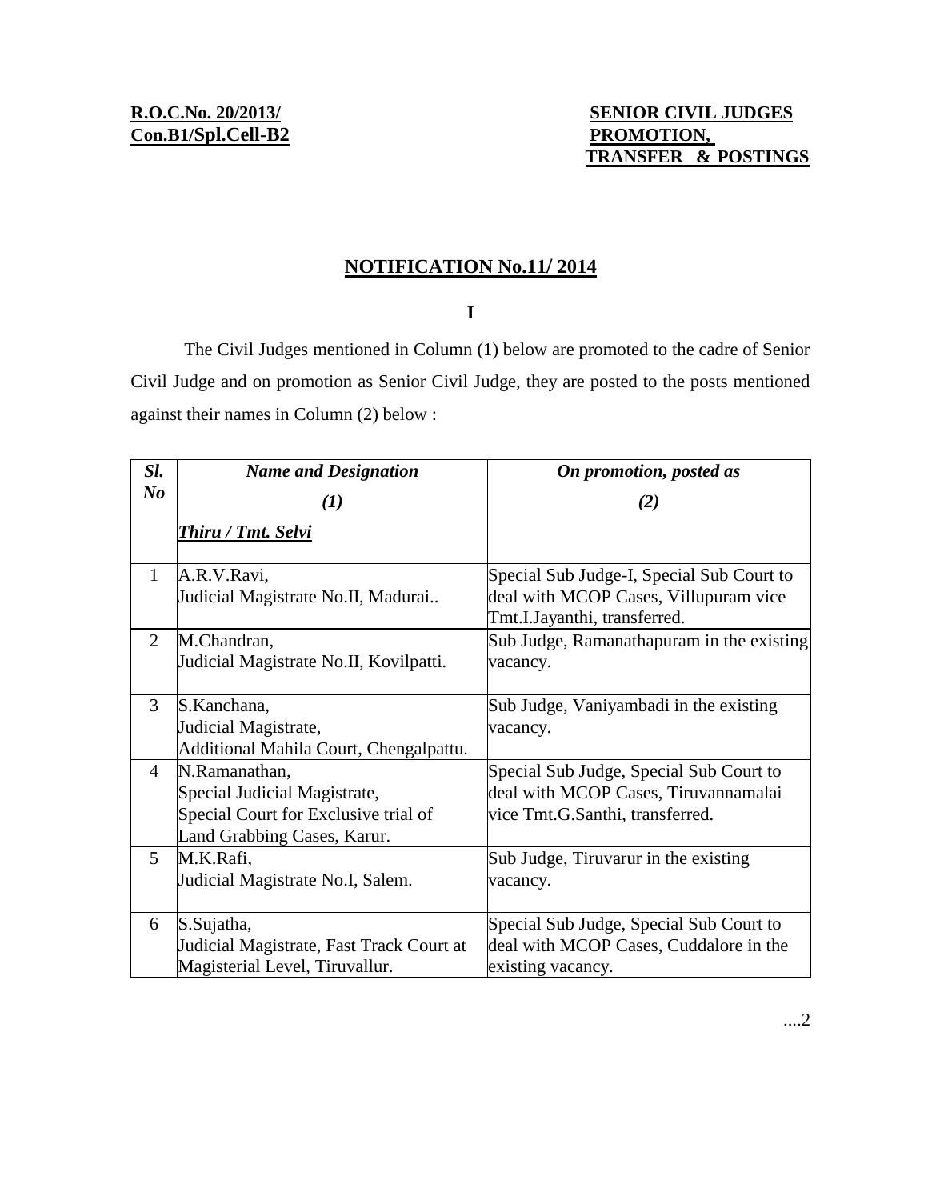**R.O.C.No. 20/2013/ Con.B1/Spl.Cell-B2**

**SENIOR CIVIL JUDGES PROMOTION, TRANSFER & POSTINGS**

## NOTIFICATION No.11/ 2014

**I**

The Civil Judges mentioned in Column (1) below are promoted to the cadre of Senior Civil Judge and on promotion as Senior Civil Judge, they are posted to the posts mentioned against their names in Column (2) below :

| *Sl. No* | *Name and Designation* *(1)* *Thiru / Tmt. Selvi* | *On promotion, posted as* *(2)* |
|---|---|---|
| 1 | A.R.V.Ravi, Judicial Magistrate No.II, Madurai.. | Special Sub Judge-I, Special Sub Court to deal with MCOP Cases, Villupuram vice Tmt.I.Jayanthi, transferred. |
| 2 | M.Chandran, Judicial Magistrate No.II, Kovilpatti. | Sub Judge, Ramanathapuram in the existing vacancy. |
| 3 | S.Kanchana, Judicial Magistrate, Additional Mahila Court, Chengalpattu. | Sub Judge, Vaniyambadi in the existing vacancy. |
| 4 | N.Ramanathan, Special Judicial Magistrate, Special Court for Exclusive trial of Land Grabbing Cases, Karur. | Special Sub Judge, Special Sub Court to deal with MCOP Cases, Tiruvannamalai vice Tmt.G.Santhi, transferred. |
| 5 | M.K.Rafi, Judicial Magistrate No.I, Salem. | Sub Judge, Tiruvarur in the existing vacancy. |
| 6 | S.Sujatha, Judicial Magistrate, Fast Track Court at Magisterial Level, Tiruvallur. | Special Sub Judge, Special Sub Court to deal with MCOP Cases, Cuddalore in the existing vacancy. |

....2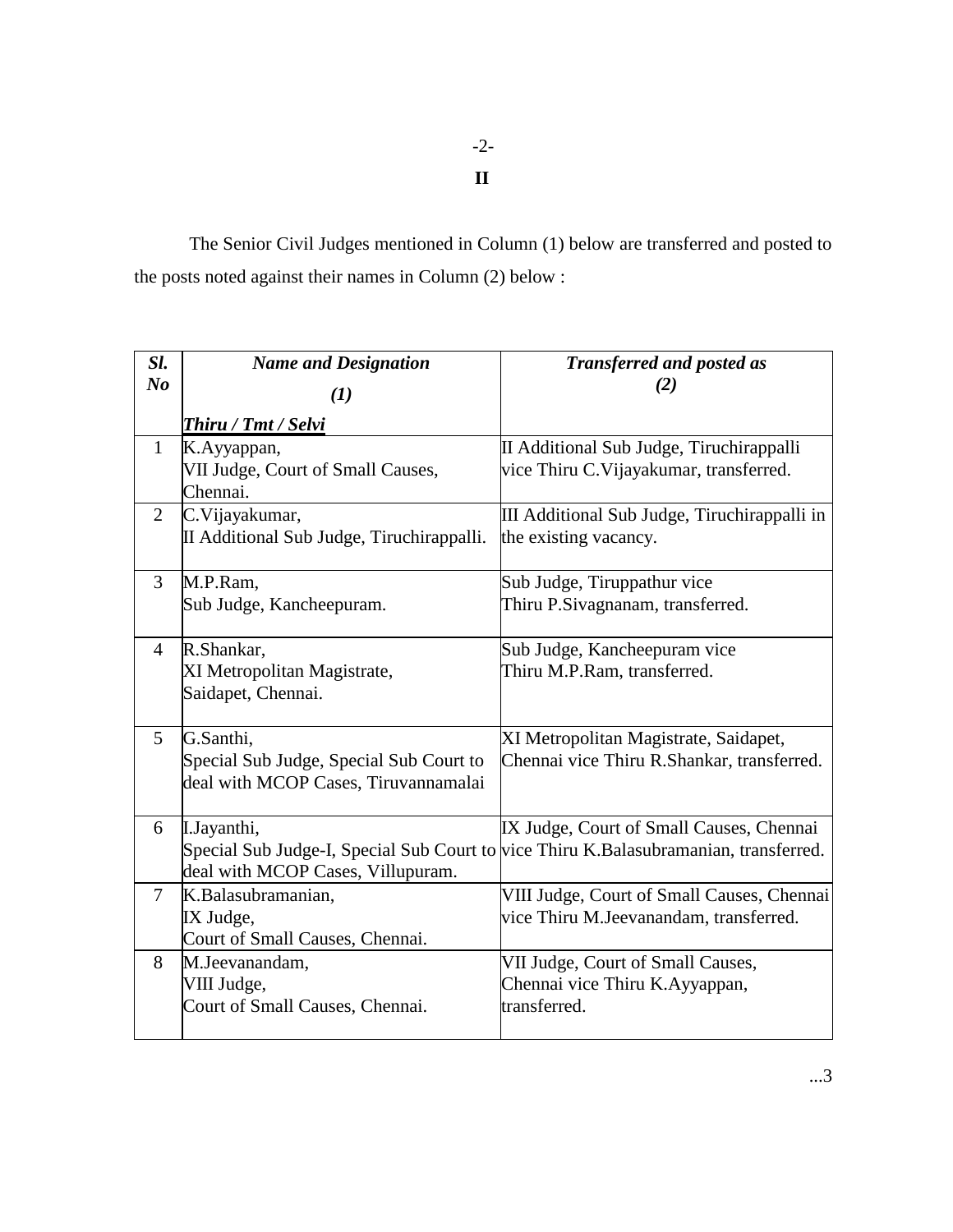## II

The Senior Civil Judges mentioned in Column (1) below are transferred and posted to the posts noted against their names in Column (2) below :

| ***Sl. No*** | ***Name and Designation (1)*** <br> ***Thiru / Tmt / Selvi*** | ***Transferred and posted as (2)*** |
|---|---|---|
| 1 | K.Ayyappan, VII Judge, Court of Small Causes, Chennai. | II Additional Sub Judge, Tiruchirappalli vice Thiru C.Vijayakumar, transferred. |
| 2 | C.Vijayakumar, II Additional Sub Judge, Tiruchirappalli. | III Additional Sub Judge, Tiruchirappalli in the existing vacancy. |
| 3 | M.P.Ram, Sub Judge, Kancheepuram. | Sub Judge, Tiruppathur vice Thiru P.Sivagnanam, transferred. |
| 4 | R.Shankar, XI Metropolitan Magistrate, Saidapet, Chennai. | Sub Judge, Kancheepuram vice Thiru M.P.Ram, transferred. |
| 5 | G.Santhi, Special Sub Judge, Special Sub Court to deal with MCOP Cases, Tiruvannamalai | XI Metropolitan Magistrate, Saidapet, Chennai vice Thiru R.Shankar, transferred. |
| 6 | I.Jayanthi, Special Sub Judge-I, Special Sub Court to deal with MCOP Cases, Villupuram. | IX Judge, Court of Small Causes, Chennai vice Thiru K.Balasubramanian, transferred. |
| 7 | K.Balasubramanian, IX Judge, Court of Small Causes, Chennai. | VIII Judge, Court of Small Causes, Chennai vice Thiru M.Jeevanandam, transferred. |
| 8 | M.Jeevanandam, VIII Judge, Court of Small Causes, Chennai. | VII Judge, Court of Small Causes, Chennai vice Thiru K.Ayyappan, transferred. |

...3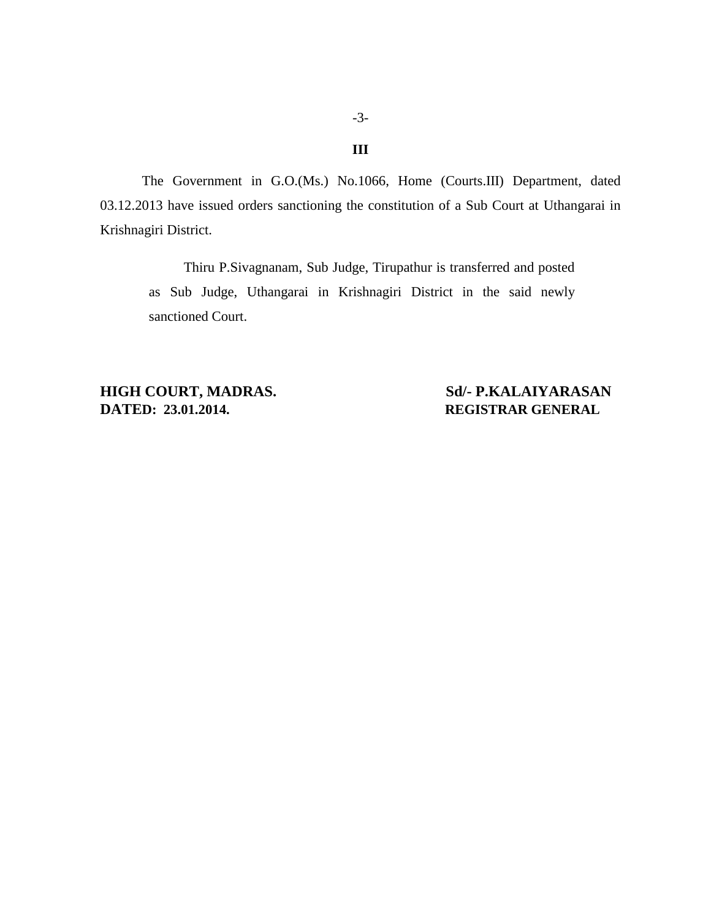**III**

The Government in G.O.(Ms.) No.1066, Home (Courts.III) Department, dated 03.12.2013 have issued orders sanctioning the constitution of a Sub Court at Uthangarai in Krishnagiri District.

> Thiru P.Sivagnanam, Sub Judge, Tirupathur is transferred and posted as Sub Judge, Uthangarai in Krishnagiri District in the said newly sanctioned Court.

**HIGH COURT, MADRAS.**
**DATED: 23.01.2014.**

**Sd/- P.KALAIYARASAN**
**REGISTRAR GENERAL**